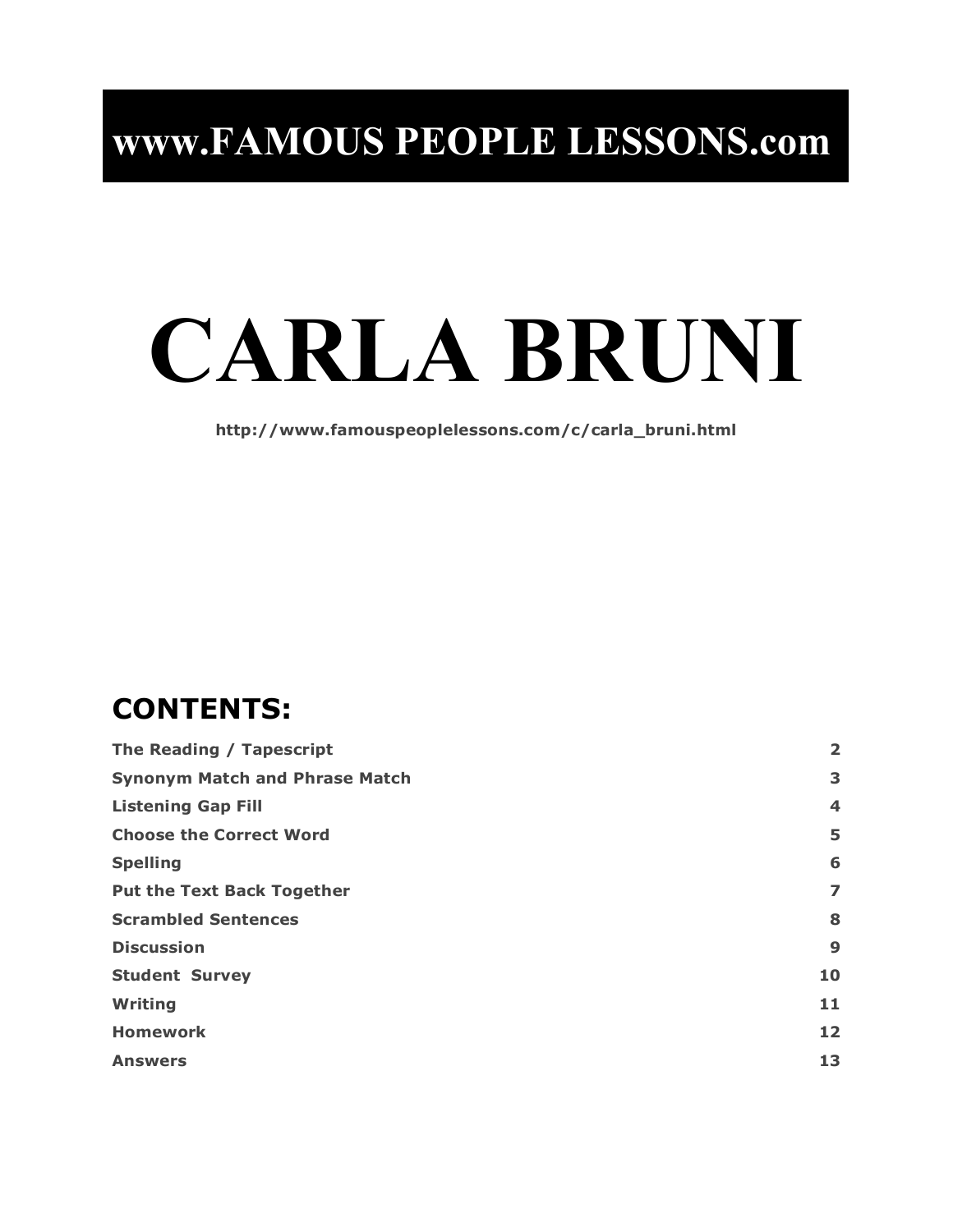# www.FAMOUS PEOPLE LESSONS.com

# CARLA BRUNI

**http://www.famouspeoplelessons.com/c/carla_bruni.html**

## CONTENTS:

| | |
|---|---|
| **The Reading / Tapescript** | **2** |
| **Synonym Match and Phrase Match** | **3** |
| **Listening Gap Fill** | **4** |
| **Choose the Correct Word** | **5** |
| **Spelling** | **6** |
| **Put the Text Back Together** | **7** |
| **Scrambled Sentences** | **8** |
| **Discussion** | **9** |
| **Student Survey** | **10** |
| **Writing** | **11** |
| **Homework** | **12** |
| **Answers** | **13** |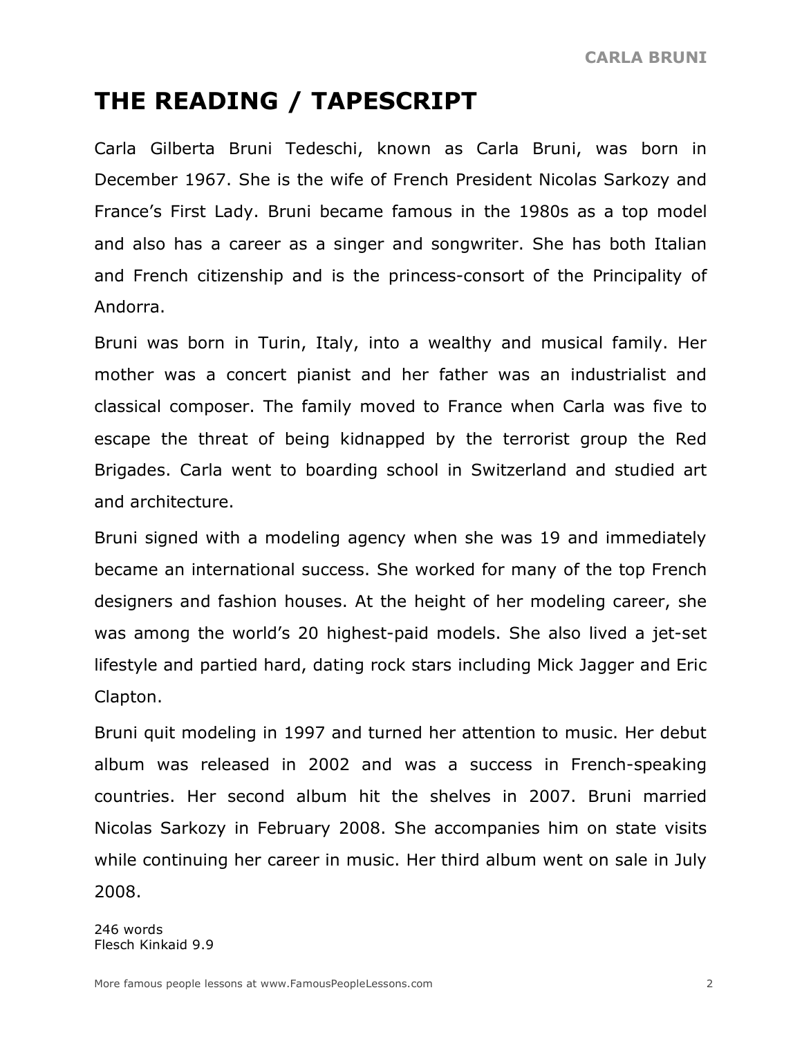# THE READING / TAPESCRIPT

Carla Gilberta Bruni Tedeschi, known as Carla Bruni, was born in December 1967. She is the wife of French President Nicolas Sarkozy and France's First Lady. Bruni became famous in the 1980s as a top model and also has a career as a singer and songwriter. She has both Italian and French citizenship and is the princess-consort of the Principality of Andorra.

Bruni was born in Turin, Italy, into a wealthy and musical family. Her mother was a concert pianist and her father was an industrialist and classical composer. The family moved to France when Carla was five to escape the threat of being kidnapped by the terrorist group the Red Brigades. Carla went to boarding school in Switzerland and studied art and architecture.

Bruni signed with a modeling agency when she was 19 and immediately became an international success. She worked for many of the top French designers and fashion houses. At the height of her modeling career, she was among the world's 20 highest-paid models. She also lived a jet-set lifestyle and partied hard, dating rock stars including Mick Jagger and Eric Clapton.

Bruni quit modeling in 1997 and turned her attention to music. Her debut album was released in 2002 and was a success in French-speaking countries. Her second album hit the shelves in 2007. Bruni married Nicolas Sarkozy in February 2008. She accompanies him on state visits while continuing her career in music. Her third album went on sale in July 2008.

246 words
Flesch Kinkaid 9.9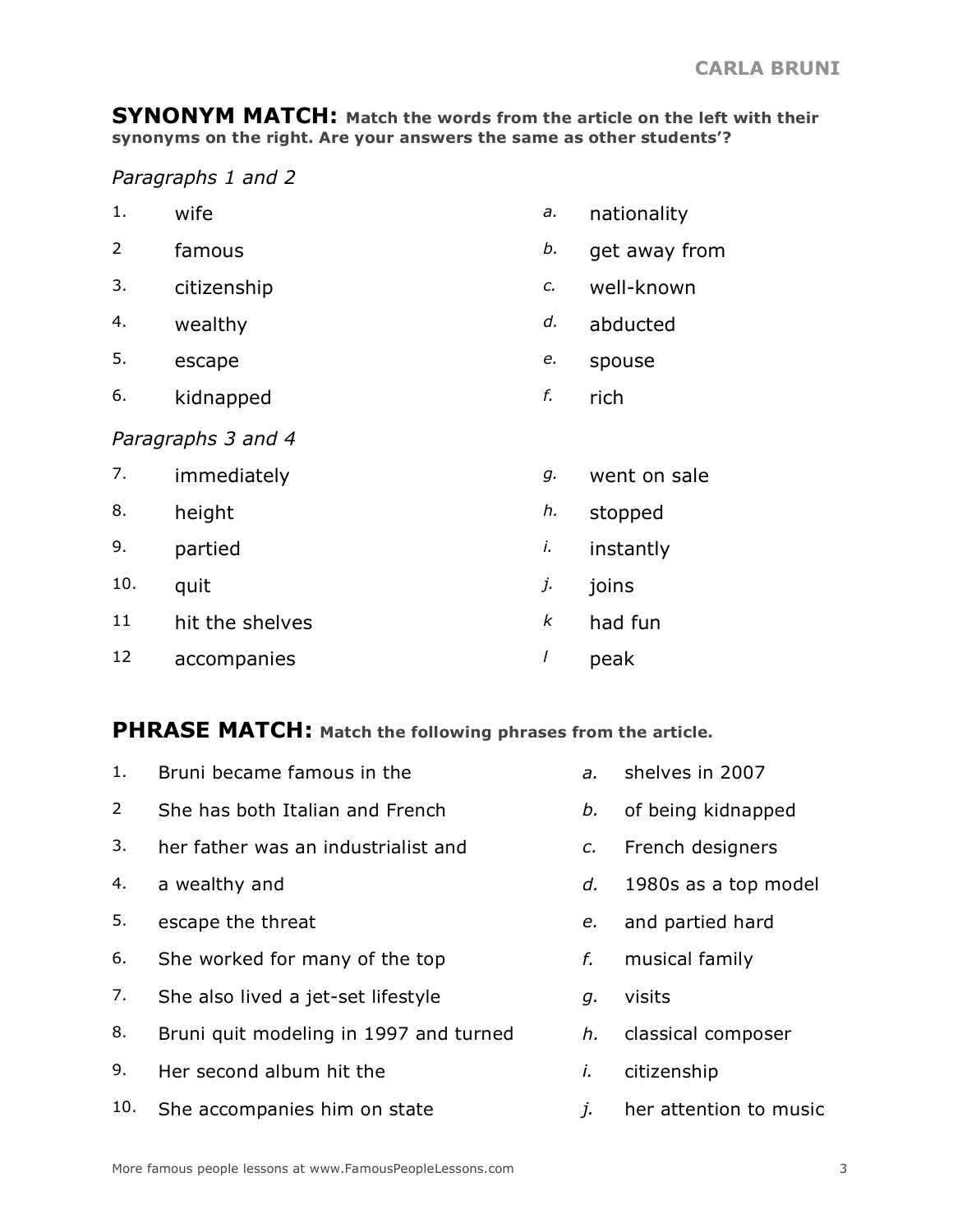## SYNONYM MATCH: **Match the words from the article on the left with their synonyms on the right. Are your answers the same as other students'?**

*Paragraphs 1 and 2*

| | | | |
|---|---|---|---|
| 1. | wife | *a.* | nationality |
| 2 | famous | *b.* | get away from |
| 3. | citizenship | *c.* | well-known |
| 4. | wealthy | *d.* | abducted |
| 5. | escape | *e.* | spouse |
| 6. | kidnapped | *f.* | rich |

*Paragraphs 3 and 4*

| | | | |
|---|---|---|---|
| 7. | immediately | *g.* | went on sale |
| 8. | height | *h.* | stopped |
| 9. | partied | *i.* | instantly |
| 10. | quit | *j.* | joins |
| 11 | hit the shelves | *k* | had fun |
| 12 | accompanies | *l* | peak |

## PHRASE MATCH: **Match the following phrases from the article.**

| | | | |
|---|---|---|---|
| 1. | Bruni became famous in the | *a.* | shelves in 2007 |
| 2 | She has both Italian and French | *b.* | of being kidnapped |
| 3. | her father was an industrialist and | *c.* | French designers |
| 4. | a wealthy and | *d.* | 1980s as a top model |
| 5. | escape the threat | *e.* | and partied hard |
| 6. | She worked for many of the top | *f.* | musical family |
| 7. | She also lived a jet-set lifestyle | *g.* | visits |
| 8. | Bruni quit modeling in 1997 and turned | *h.* | classical composer |
| 9. | Her second album hit the | *i.* | citizenship |
| 10. | She accompanies him on state | *j.* | her attention to music |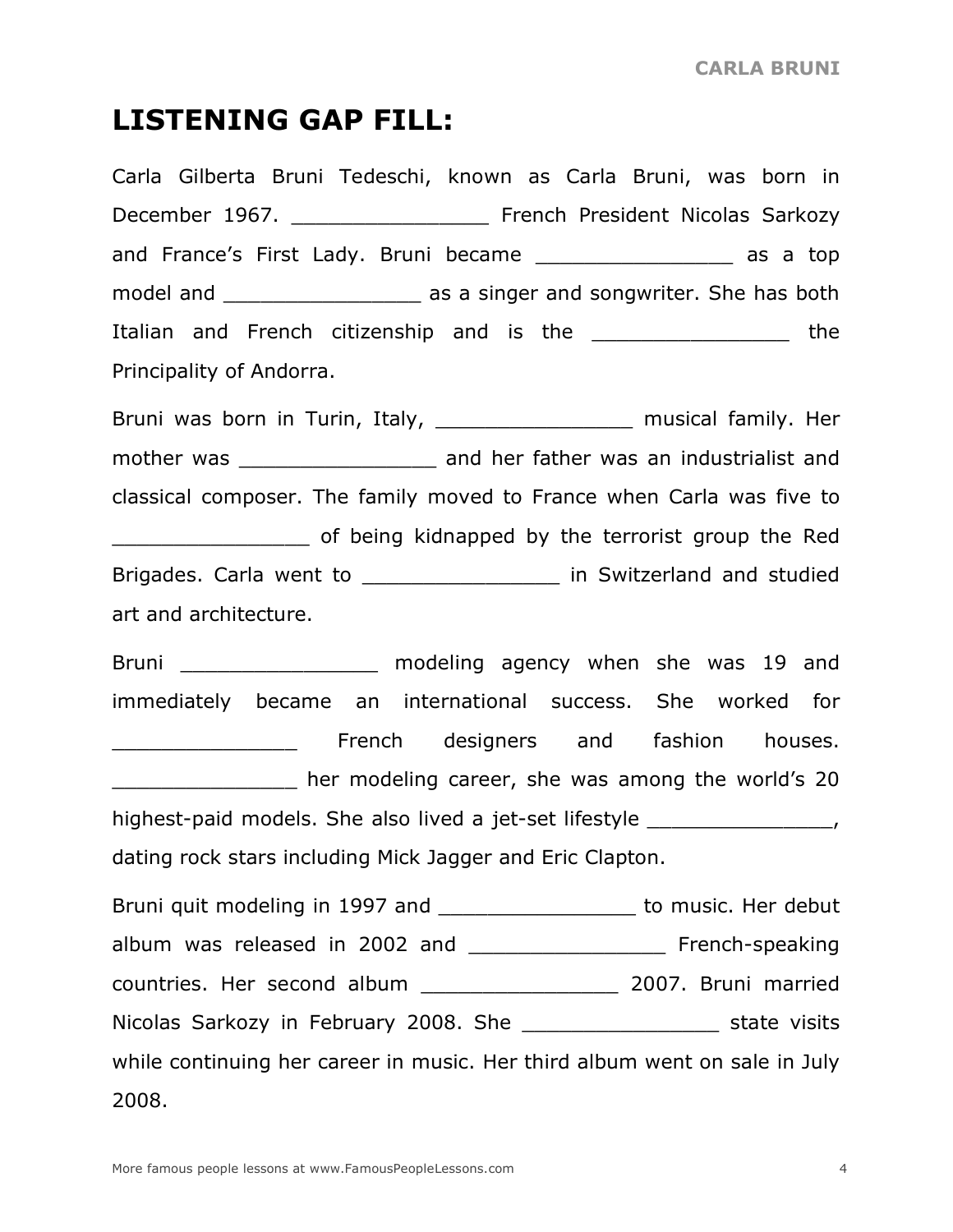# LISTENING GAP FILL:

Carla Gilberta Bruni Tedeschi, known as Carla Bruni, was born in December 1967. ________________ French President Nicolas Sarkozy and France's First Lady. Bruni became ________________ as a top model and ________________ as a singer and songwriter. She has both Italian and French citizenship and is the ________________ the Principality of Andorra.

Bruni was born in Turin, Italy, ________________ musical family. Her mother was ________________ and her father was an industrialist and classical composer. The family moved to France when Carla was five to ________________ of being kidnapped by the terrorist group the Red Brigades. Carla went to ________________ in Switzerland and studied art and architecture.

Bruni ________________ modeling agency when she was 19 and immediately became an international success. She worked for _______________ French designers and fashion houses. _______________ her modeling career, she was among the world's 20 highest-paid models. She also lived a jet-set lifestyle _______________, dating rock stars including Mick Jagger and Eric Clapton.

Bruni quit modeling in 1997 and ________________ to music. Her debut album was released in 2002 and ________________ French-speaking countries. Her second album ________________ 2007. Bruni married Nicolas Sarkozy in February 2008. She ________________ state visits while continuing her career in music. Her third album went on sale in July 2008.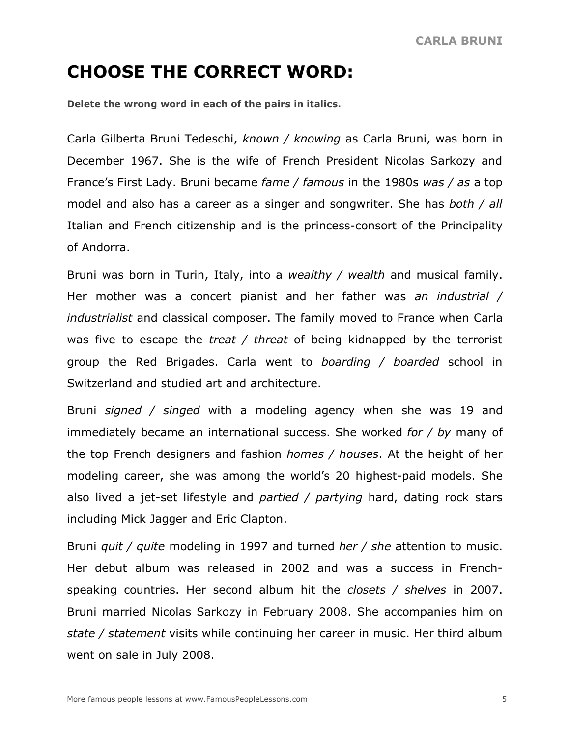# CHOOSE THE CORRECT WORD:

**Delete the wrong word in each of the pairs in italics.**

Carla Gilberta Bruni Tedeschi, *known / knowing* as Carla Bruni, was born in December 1967. She is the wife of French President Nicolas Sarkozy and France's First Lady. Bruni became *fame / famous* in the 1980s *was / as* a top model and also has a career as a singer and songwriter. She has *both / all* Italian and French citizenship and is the princess-consort of the Principality of Andorra.

Bruni was born in Turin, Italy, into a *wealthy / wealth* and musical family. Her mother was a concert pianist and her father was *an industrial / industrialist* and classical composer. The family moved to France when Carla was five to escape the *treat / threat* of being kidnapped by the terrorist group the Red Brigades. Carla went to *boarding / boarded* school in Switzerland and studied art and architecture.

Bruni *signed / singed* with a modeling agency when she was 19 and immediately became an international success. She worked *for / by* many of the top French designers and fashion *homes / houses*. At the height of her modeling career, she was among the world's 20 highest-paid models. She also lived a jet-set lifestyle and *partied / partying* hard, dating rock stars including Mick Jagger and Eric Clapton.

Bruni *quit / quite* modeling in 1997 and turned *her / she* attention to music. Her debut album was released in 2002 and was a success in French-speaking countries. Her second album hit the *closets / shelves* in 2007. Bruni married Nicolas Sarkozy in February 2008. She accompanies him on *state / statement* visits while continuing her career in music. Her third album went on sale in July 2008.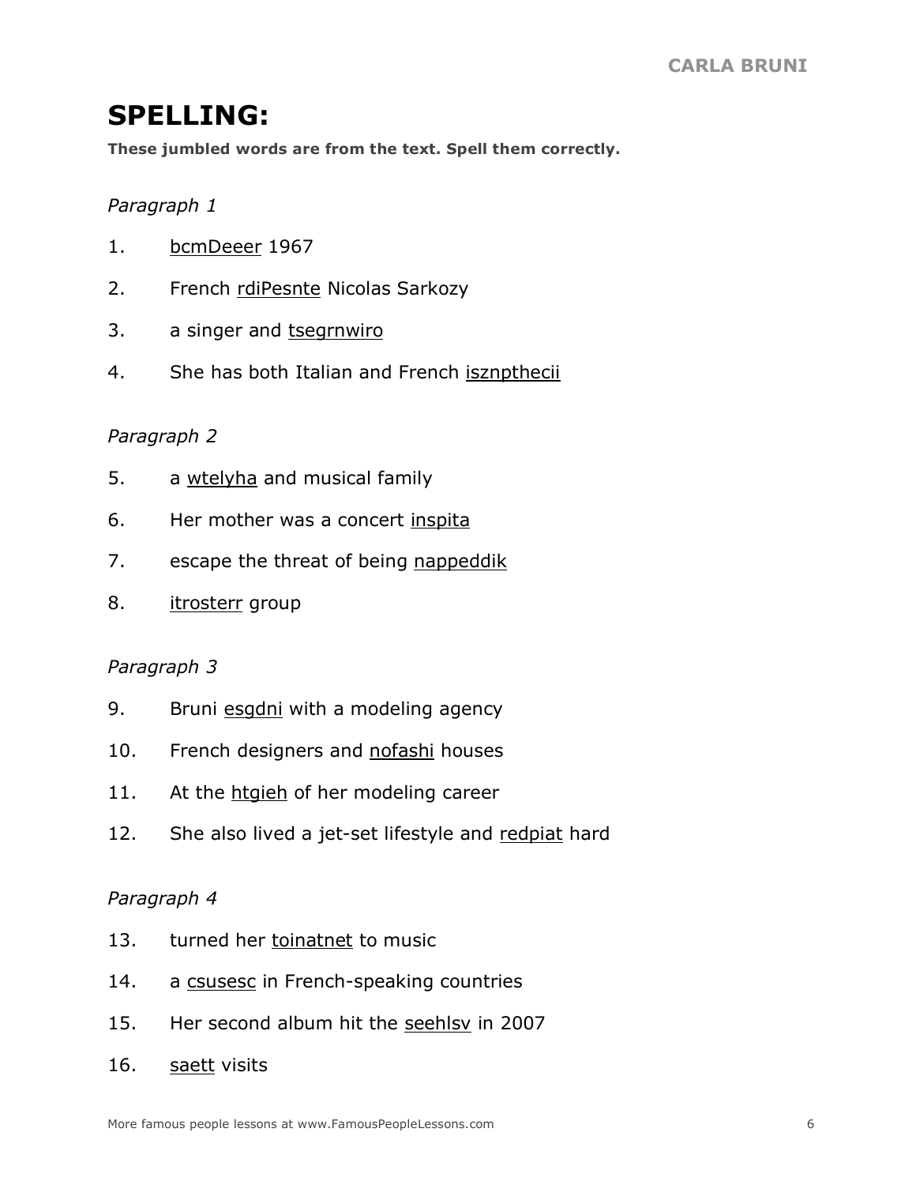# SPELLING:

**These jumbled words are from the text. Spell them correctly.**

*Paragraph 1*

1. bcmDeeer 1967
2. French rdiPesnte Nicolas Sarkozy
3. a singer and tsegrnwiro
4. She has both Italian and French isznpthecii

*Paragraph 2*

5. a wtelyha and musical family
6. Her mother was a concert inspita
7. escape the threat of being nappeddik
8. itrosterr group

*Paragraph 3*

9. Bruni esgdni with a modeling agency
10. French designers and nofashi houses
11. At the htgieh of her modeling career
12. She also lived a jet-set lifestyle and redpiat hard

*Paragraph 4*

13. turned her toinatnet to music
14. a csusesc in French-speaking countries
15. Her second album hit the seehlsv in 2007
16. saett visits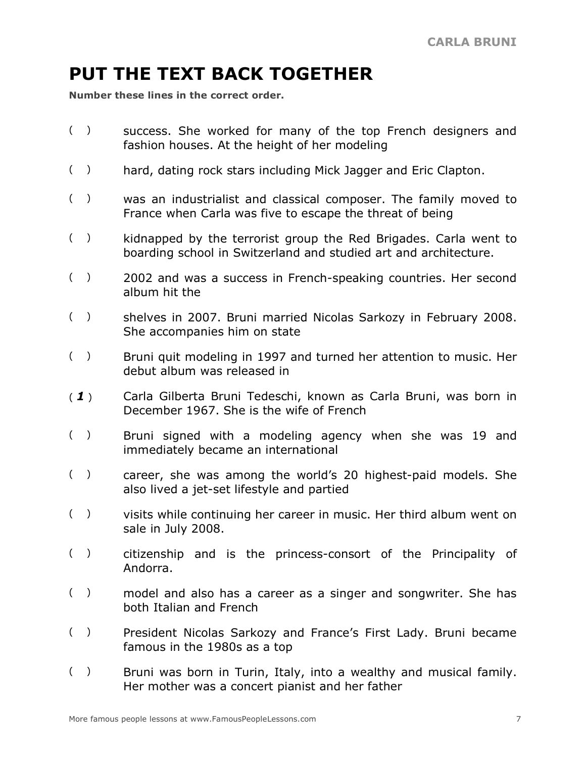# PUT THE TEXT BACK TOGETHER

**Number these lines in the correct order.**

( ) success. She worked for many of the top French designers and fashion houses. At the height of her modeling

( ) hard, dating rock stars including Mick Jagger and Eric Clapton.

( ) was an industrialist and classical composer. The family moved to France when Carla was five to escape the threat of being

( ) kidnapped by the terrorist group the Red Brigades. Carla went to boarding school in Switzerland and studied art and architecture.

( ) 2002 and was a success in French-speaking countries. Her second album hit the

( ) shelves in 2007. Bruni married Nicolas Sarkozy in February 2008. She accompanies him on state

( ) Bruni quit modeling in 1997 and turned her attention to music. Her debut album was released in

( ***1*** ) Carla Gilberta Bruni Tedeschi, known as Carla Bruni, was born in December 1967. She is the wife of French

( ) Bruni signed with a modeling agency when she was 19 and immediately became an international

( ) career, she was among the world's 20 highest-paid models. She also lived a jet-set lifestyle and partied

( ) visits while continuing her career in music. Her third album went on sale in July 2008.

( ) citizenship and is the princess-consort of the Principality of Andorra.

( ) model and also has a career as a singer and songwriter. She has both Italian and French

( ) President Nicolas Sarkozy and France's First Lady. Bruni became famous in the 1980s as a top

( ) Bruni was born in Turin, Italy, into a wealthy and musical family. Her mother was a concert pianist and her father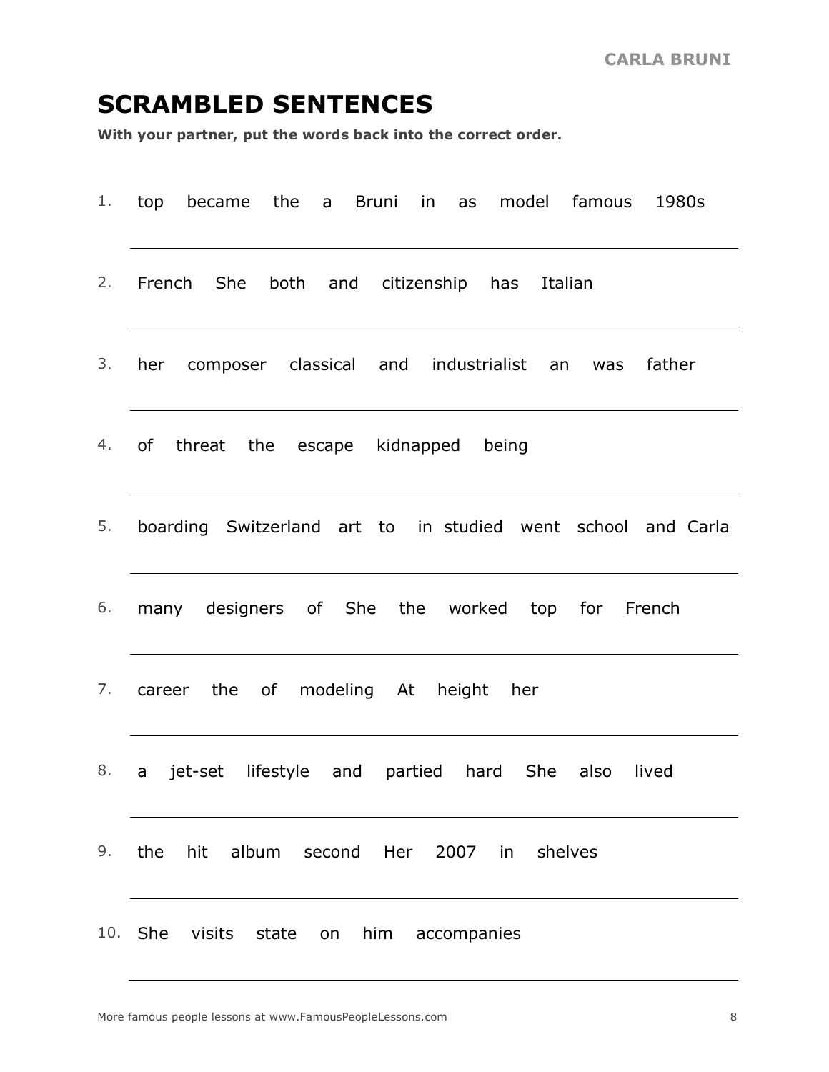# SCRAMBLED SENTENCES

**With your partner, put the words back into the correct order.**

1. top became the a Bruni in as model famous 1980s

   \_\_\_\_\_\_\_\_\_\_\_\_\_\_\_\_\_\_\_\_\_\_\_\_\_\_\_\_\_\_\_\_\_\_\_\_\_\_\_\_

2. French She both and citizenship has Italian

   \_\_\_\_\_\_\_\_\_\_\_\_\_\_\_\_\_\_\_\_\_\_\_\_\_\_\_\_\_\_\_\_\_\_\_\_\_\_\_\_

3. her composer classical and industrialist an was father

   \_\_\_\_\_\_\_\_\_\_\_\_\_\_\_\_\_\_\_\_\_\_\_\_\_\_\_\_\_\_\_\_\_\_\_\_\_\_\_\_

4. of threat the escape kidnapped being

   \_\_\_\_\_\_\_\_\_\_\_\_\_\_\_\_\_\_\_\_\_\_\_\_\_\_\_\_\_\_\_\_\_\_\_\_\_\_\_\_

5. boarding Switzerland art to in studied went school and Carla

   \_\_\_\_\_\_\_\_\_\_\_\_\_\_\_\_\_\_\_\_\_\_\_\_\_\_\_\_\_\_\_\_\_\_\_\_\_\_\_\_

6. many designers of She the worked top for French

   \_\_\_\_\_\_\_\_\_\_\_\_\_\_\_\_\_\_\_\_\_\_\_\_\_\_\_\_\_\_\_\_\_\_\_\_\_\_\_\_

7. career the of modeling At height her

   \_\_\_\_\_\_\_\_\_\_\_\_\_\_\_\_\_\_\_\_\_\_\_\_\_\_\_\_\_\_\_\_\_\_\_\_\_\_\_\_

8. a jet-set lifestyle and partied hard She also lived

   \_\_\_\_\_\_\_\_\_\_\_\_\_\_\_\_\_\_\_\_\_\_\_\_\_\_\_\_\_\_\_\_\_\_\_\_\_\_\_\_

9. the hit album second Her 2007 in shelves

   \_\_\_\_\_\_\_\_\_\_\_\_\_\_\_\_\_\_\_\_\_\_\_\_\_\_\_\_\_\_\_\_\_\_\_\_\_\_\_\_

10. She visits state on him accompanies

    \_\_\_\_\_\_\_\_\_\_\_\_\_\_\_\_\_\_\_\_\_\_\_\_\_\_\_\_\_\_\_\_\_\_\_\_\_\_\_\_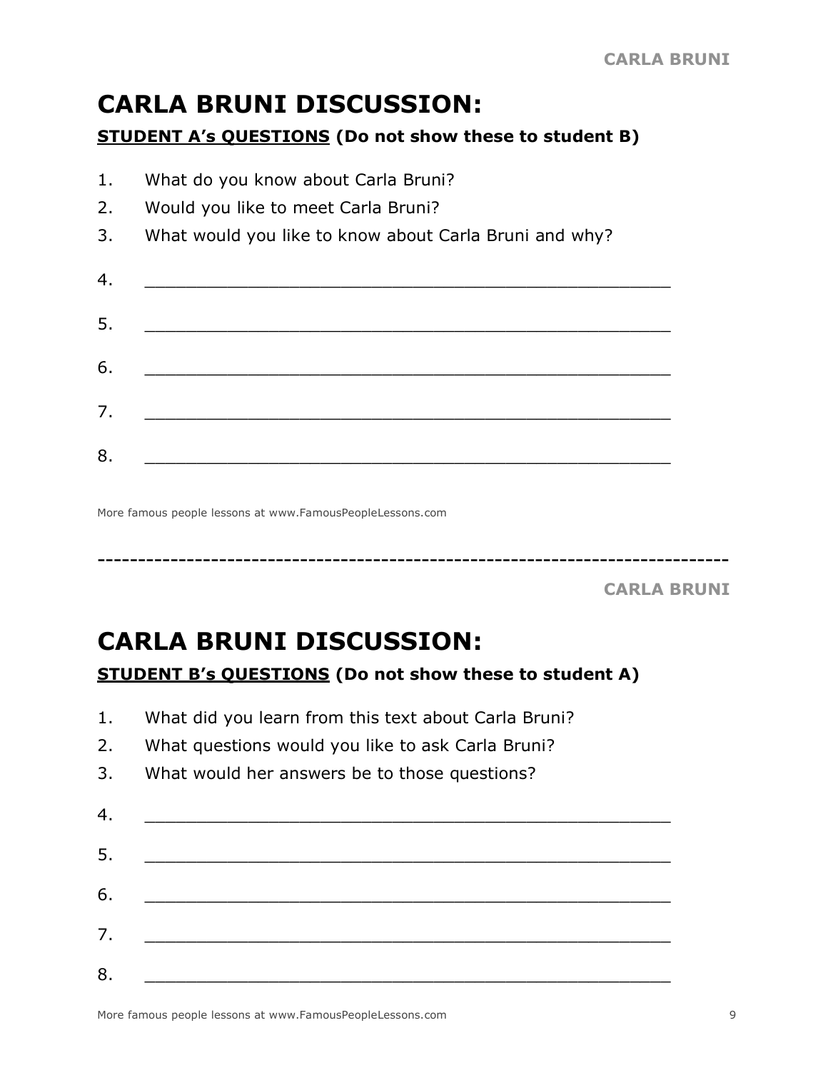# CARLA BRUNI DISCUSSION:

**STUDENT A's QUESTIONS** **(Do not show these to student B)**

1. What do you know about Carla Bruni?
2. Would you like to meet Carla Bruni?
3. What would you like to know about Carla Bruni and why?
4. ______________________________________________
5. ______________________________________________
6. ______________________________________________
7. ______________________________________________
8. ______________________________________________

More famous people lessons at www.FamousPeopleLessons.com

------------------------------------------------------------------------------

# CARLA BRUNI DISCUSSION:

**STUDENT B's QUESTIONS** **(Do not show these to student A)**

1. What did you learn from this text about Carla Bruni?
2. What questions would you like to ask Carla Bruni?
3. What would her answers be to those questions?
4. ______________________________________________
5. ______________________________________________
6. ______________________________________________
7. ______________________________________________
8. ______________________________________________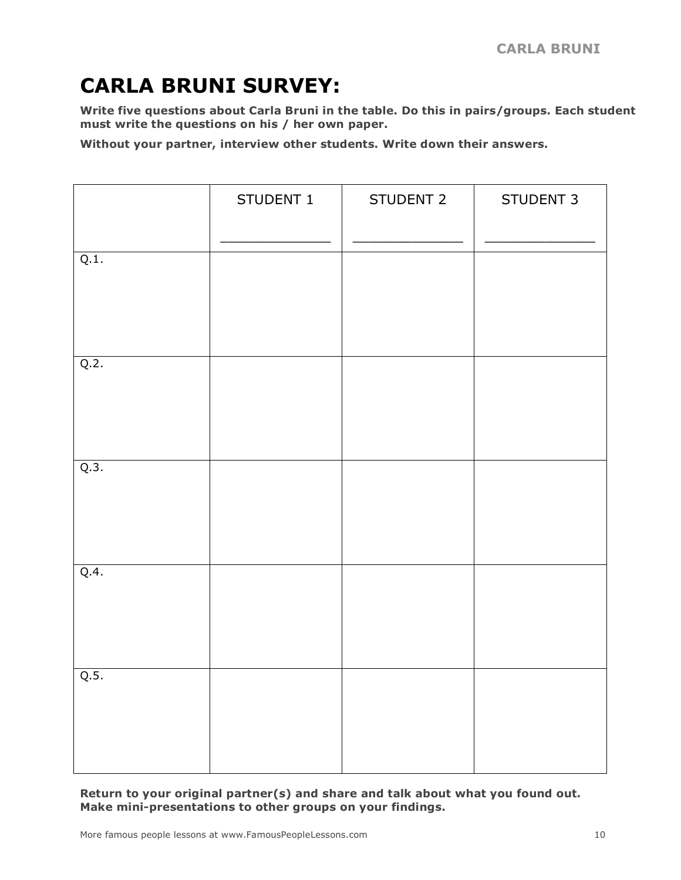// CARLA BRUNI SURVEY:

**Write five questions about Carla Bruni in the table. Do this in pairs/groups. Each student must write the questions on his / her own paper.**

**Without your partner, interview other students. Write down their answers.**

| | STUDENT 1<br>______________ | STUDENT 2<br>______________ | STUDENT 3<br>______________ |
|---|---|---|---|
| Q.1. | | | |
| Q.2. | | | |
| Q.3. | | | |
| Q.4. | | | |
| Q.5. | | | |

**Return to your original partner(s) and share and talk about what you found out. Make mini-presentations to other groups on your findings.**

# CARLA BRUNI SURVEY:

**Write five questions about Carla Bruni in the table. Do this in pairs/groups. Each student must write the questions on his / her own paper.**

**Without your partner, interview other students. Write down their answers.**

| | STUDENT 1<br>______________ | STUDENT 2<br>______________ | STUDENT 3<br>______________ |
|---|---|---|---|
| Q.1. | | | |
| Q.2. | | | |
| Q.3. | | | |
| Q.4. | | | |
| Q.5. | | | |

**Return to your original partner(s) and share and talk about what you found out. Make mini-presentations to other groups on your findings.**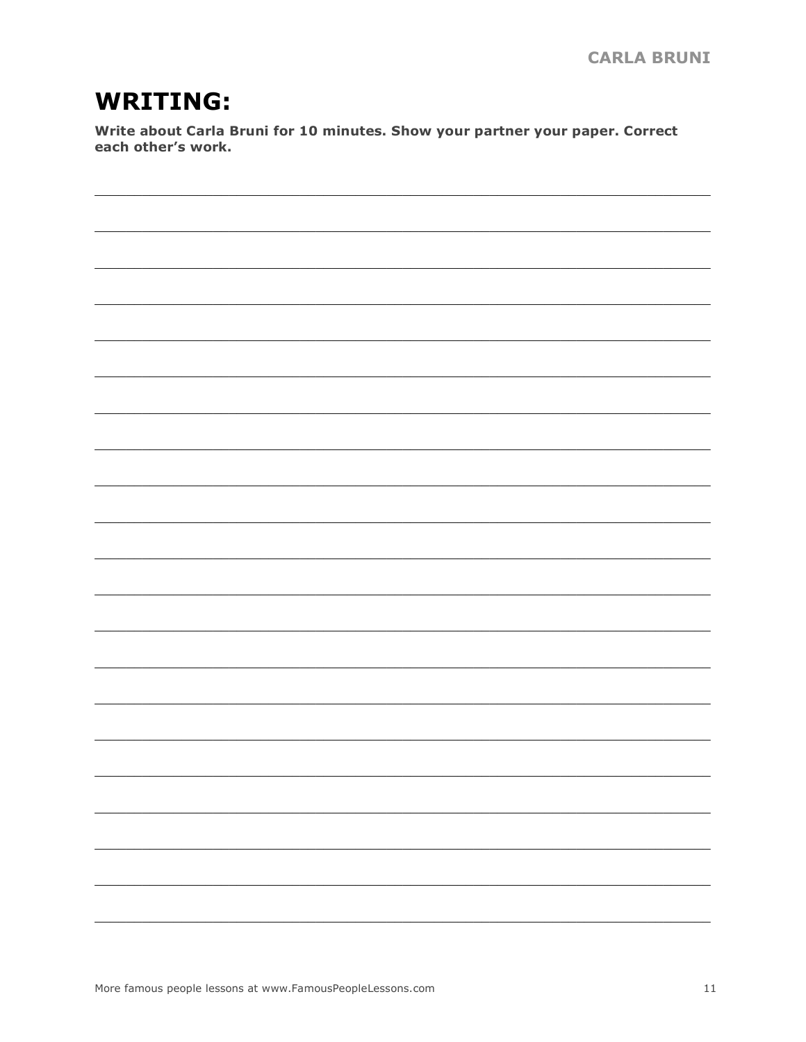# WRITING:

**Write about Carla Bruni for 10 minutes. Show your partner your paper. Correct each other's work.**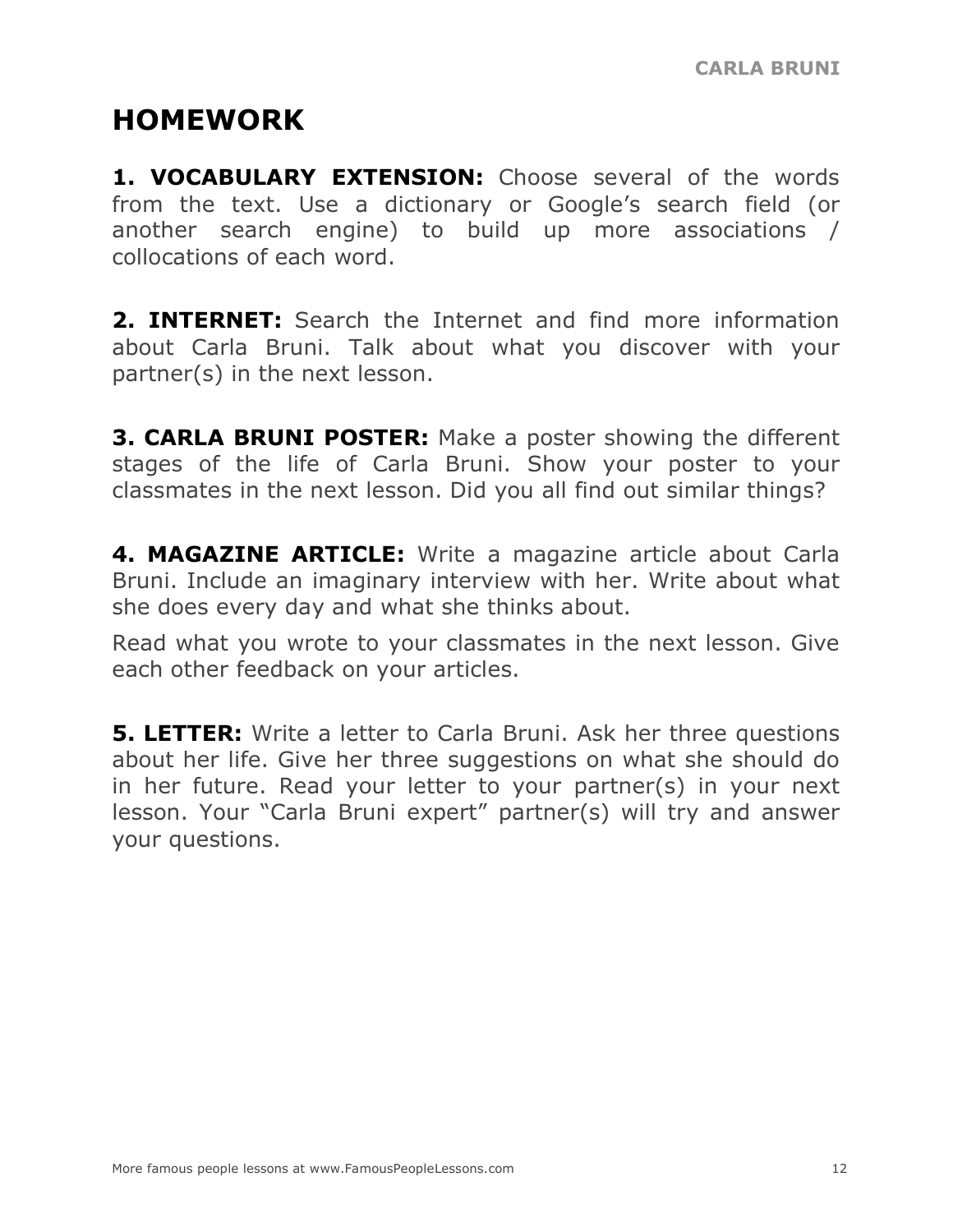# HOMEWORK

**1. VOCABULARY EXTENSION:** Choose several of the words from the text. Use a dictionary or Google's search field (or another search engine) to build up more associations / collocations of each word.

**2. INTERNET:** Search the Internet and find more information about Carla Bruni. Talk about what you discover with your partner(s) in the next lesson.

**3. CARLA BRUNI POSTER:** Make a poster showing the different stages of the life of Carla Bruni. Show your poster to your classmates in the next lesson. Did you all find out similar things?

**4. MAGAZINE ARTICLE:** Write a magazine article about Carla Bruni. Include an imaginary interview with her. Write about what she does every day and what she thinks about.

Read what you wrote to your classmates in the next lesson. Give each other feedback on your articles.

**5. LETTER:** Write a letter to Carla Bruni. Ask her three questions about her life. Give her three suggestions on what she should do in her future. Read your letter to your partner(s) in your next lesson. Your "Carla Bruni expert" partner(s) will try and answer your questions.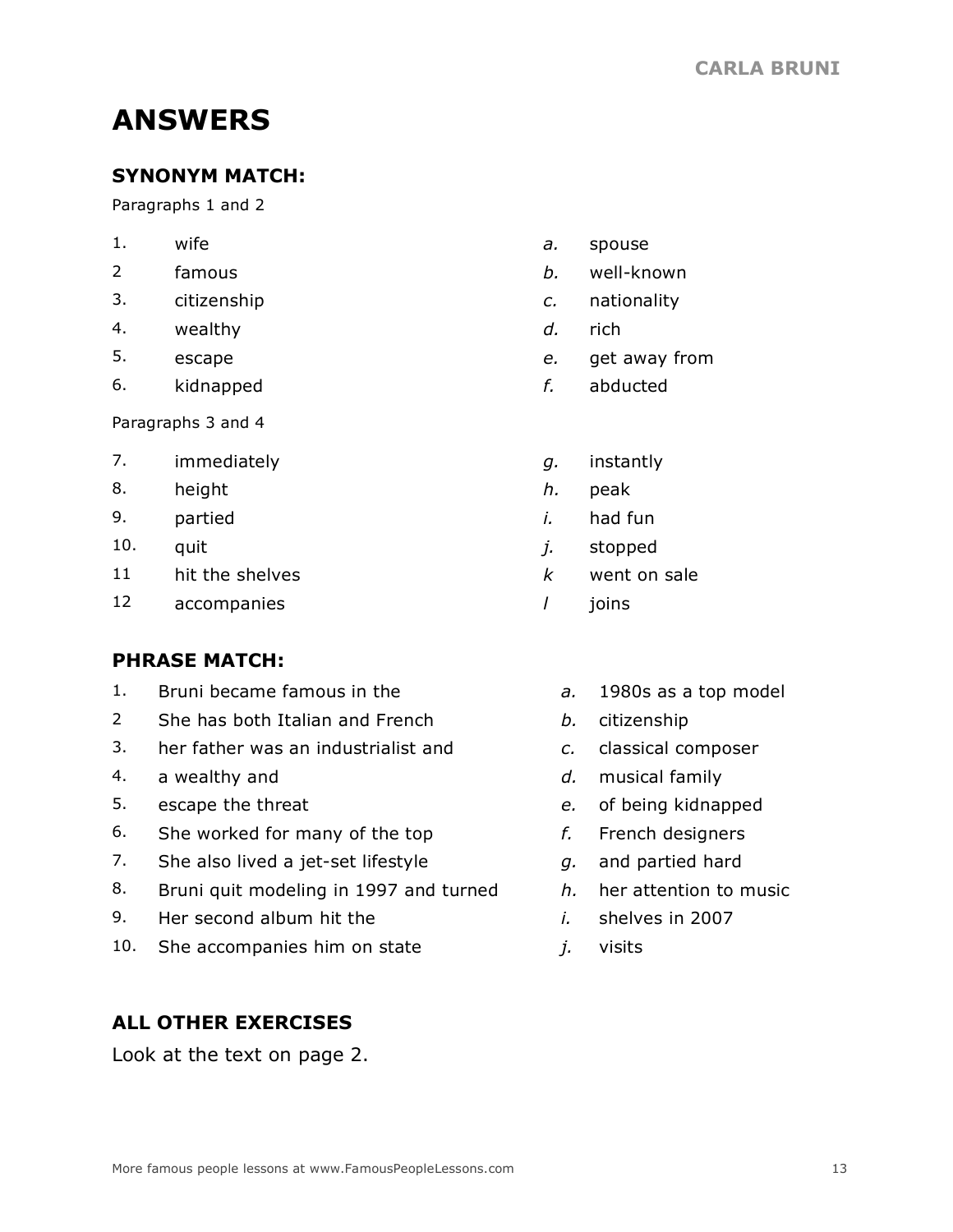# ANSWERS

## SYNONYM MATCH:

Paragraphs 1 and 2

| | | | |
|---|---|---|---|
| 1. | wife | *a.* | spouse |
| 2 | famous | *b.* | well-known |
| 3. | citizenship | *c.* | nationality |
| 4. | wealthy | *d.* | rich |
| 5. | escape | *e.* | get away from |
| 6. | kidnapped | *f.* | abducted |

Paragraphs 3 and 4

| | | | |
|---|---|---|---|
| 7. | immediately | *g.* | instantly |
| 8. | height | *h.* | peak |
| 9. | partied | *i.* | had fun |
| 10. | quit | *j.* | stopped |
| 11 | hit the shelves | *k* | went on sale |
| 12 | accompanies | *l* | joins |

## PHRASE MATCH:

| | | | |
|---|---|---|---|
| 1. | Bruni became famous in the | *a.* | 1980s as a top model |
| 2 | She has both Italian and French | *b.* | citizenship |
| 3. | her father was an industrialist and | *c.* | classical composer |
| 4. | a wealthy and | *d.* | musical family |
| 5. | escape the threat | *e.* | of being kidnapped |
| 6. | She worked for many of the top | *f.* | French designers |
| 7. | She also lived a jet-set lifestyle | *g.* | and partied hard |
| 8. | Bruni quit modeling in 1997 and turned | *h.* | her attention to music |
| 9. | Her second album hit the | *i.* | shelves in 2007 |
| 10. | She accompanies him on state | *j.* | visits |

## ALL OTHER EXERCISES

Look at the text on page 2.